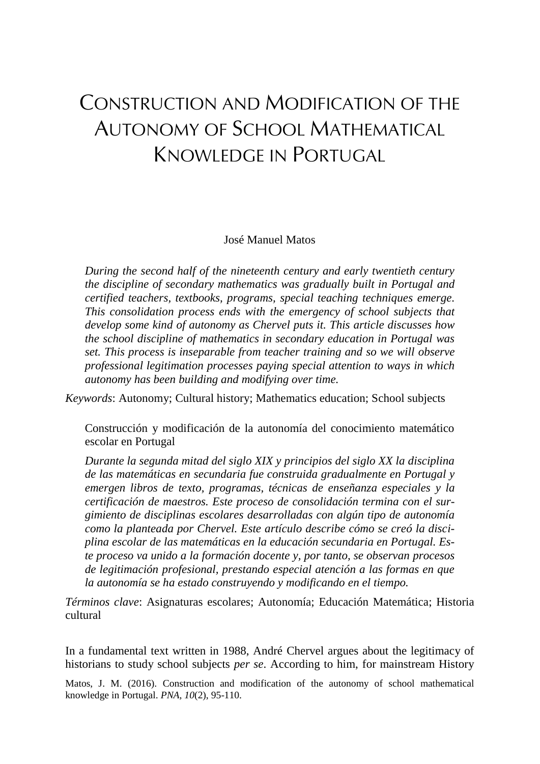# Construction and Modification of the Autonomy of School Mathematical Knowledge in Portugal

José Manuel Matos

*During the second half of the nineteenth century and early twentieth century the discipline of secondary mathematics was gradually built in Portugal and certified teachers, textbooks, programs, special teaching techniques emerge. This consolidation process ends with the emergency of school subjects that develop some kind of autonomy as Chervel puts it. This article discusses how the school discipline of mathematics in secondary education in Portugal was set. This process is inseparable from teacher training and so we will observe professional legitimation processes paying special attention to ways in which autonomy has been building and modifying over time.*

*Keywords*: Autonomy; Cultural history; Mathematics education; School subjects

Construcción y modificación de la autonomía del conocimiento matemático escolar en Portugal

*Durante la segunda mitad del siglo XIX y principios del siglo XX la disciplina de las matemáticas en secundaria fue construida gradualmente en Portugal y emergen libros de texto, programas, técnicas de enseñanza especiales y la certificación de maestros. Este proceso de consolidación termina con el surgimiento de disciplinas escolares desarrolladas con algún tipo de autonomía como la planteada por Chervel. Este artículo describe cómo se creó la disciplina escolar de las matemáticas en la educación secundaria en Portugal. Este proceso va unido a la formación docente y, por tanto, se observan procesos de legitimación profesional, prestando especial atención a las formas en que la autonomía se ha estado construyendo y modificando en el tiempo.*

*Términos clave*: Asignaturas escolares; Autonomía; Educación Matemática; Historia cultural

In a fundamental text written in 1988, André Chervel argues about the legitimacy of historians to study school subjects *per se*. According to him, for mainstream History

Matos, J. M. (2016). Construction and modification of the autonomy of school mathematical knowledge in Portugal. *PNA, 10*(2), 95-110.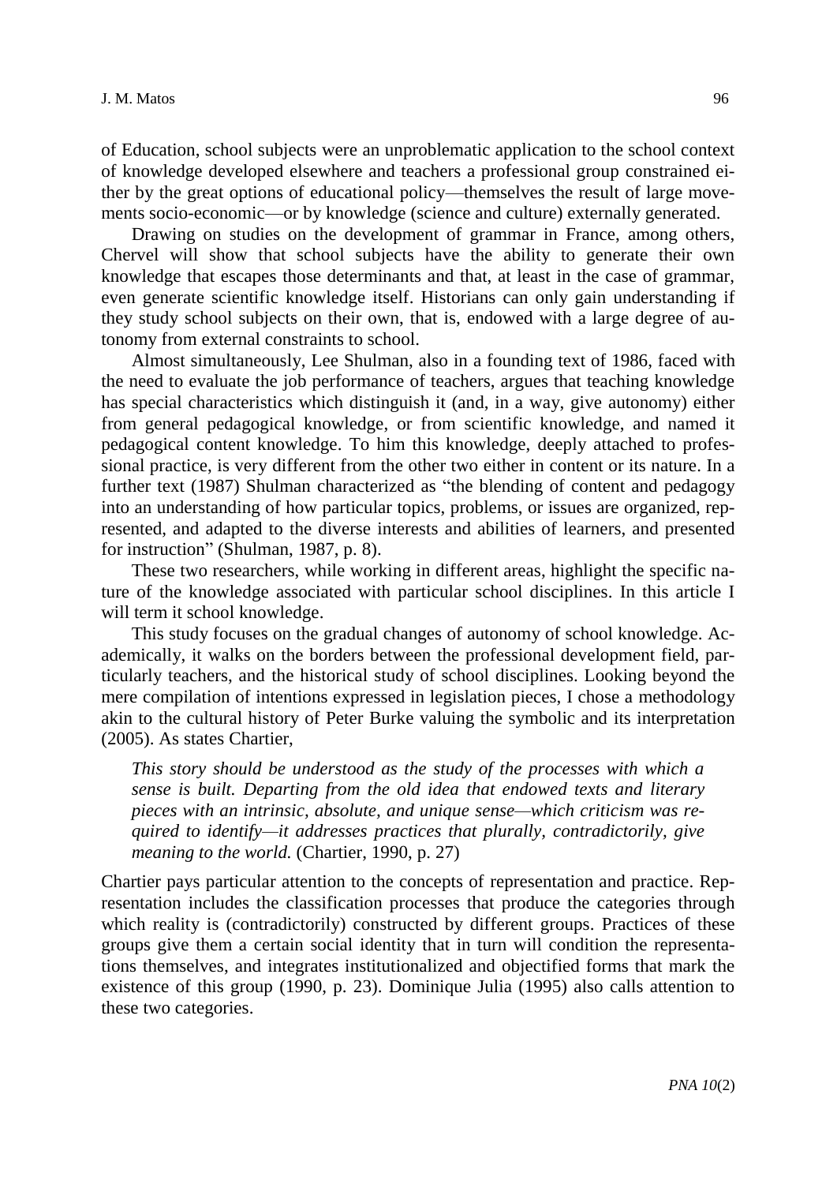of Education, school subjects were an unproblematic application to the school context of knowledge developed elsewhere and teachers a professional group constrained either by the great options of educational policy—themselves the result of large movements socio-economic—or by knowledge (science and culture) externally generated.

Drawing on studies on the development of grammar in France, among others, Chervel will show that school subjects have the ability to generate their own knowledge that escapes those determinants and that, at least in the case of grammar, even generate scientific knowledge itself. Historians can only gain understanding if they study school subjects on their own, that is, endowed with a large degree of autonomy from external constraints to school.

Almost simultaneously, Lee Shulman, also in a founding text of 1986, faced with the need to evaluate the job performance of teachers, argues that teaching knowledge has special characteristics which distinguish it (and, in a way, give autonomy) either from general pedagogical knowledge, or from scientific knowledge, and named it pedagogical content knowledge. To him this knowledge, deeply attached to professional practice, is very different from the other two either in content or its nature. In a further text (1987) Shulman characterized as "the blending of content and pedagogy into an understanding of how particular topics, problems, or issues are organized, represented, and adapted to the diverse interests and abilities of learners, and presented for instruction" (Shulman, 1987, p. 8).

These two researchers, while working in different areas, highlight the specific nature of the knowledge associated with particular school disciplines. In this article I will term it school knowledge.

This study focuses on the gradual changes of autonomy of school knowledge. Academically, it walks on the borders between the professional development field, particularly teachers, and the historical study of school disciplines. Looking beyond the mere compilation of intentions expressed in legislation pieces, I chose a methodology akin to the cultural history of Peter Burke valuing the symbolic and its interpretation (2005). As states Chartier,

> *This story should be understood as the study of the processes with which a sense is built. Departing from the old idea that endowed texts and literary pieces with an intrinsic, absolute, and unique sense—which criticism was required to identify—it addresses practices that plurally, contradictorily, give meaning to the world.* (Chartier, 1990, p. 27)

Chartier pays particular attention to the concepts of representation and practice. Representation includes the classification processes that produce the categories through which reality is (contradictorily) constructed by different groups. Practices of these groups give them a certain social identity that in turn will condition the representations themselves, and integrates institutionalized and objectified forms that mark the existence of this group (1990, p. 23). Dominique Julia (1995) also calls attention to these two categories.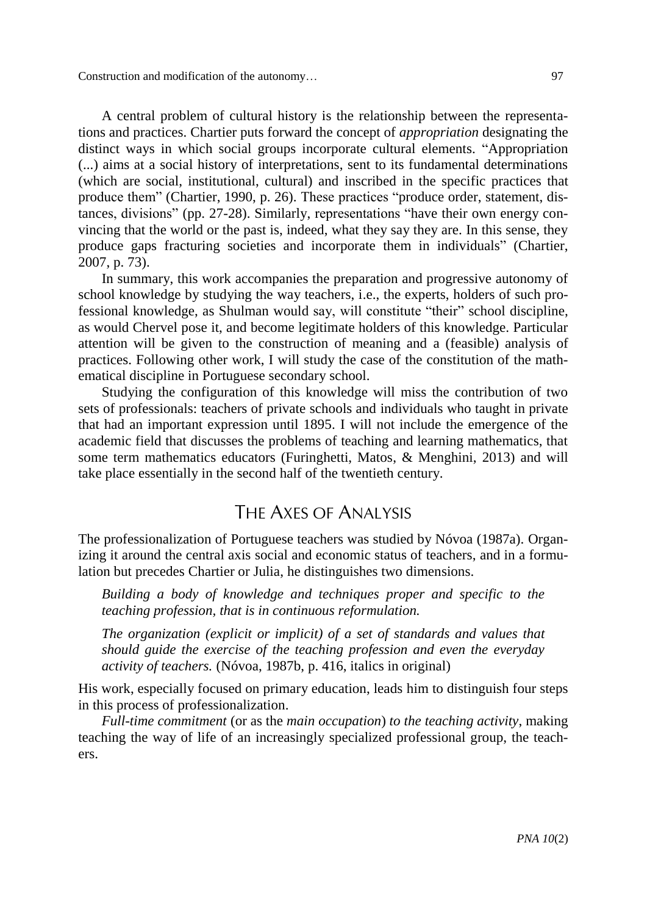A central problem of cultural history is the relationship between the representations and practices. Chartier puts forward the concept of *appropriation* designating the distinct ways in which social groups incorporate cultural elements. "Appropriation (...) aims at a social history of interpretations, sent to its fundamental determinations (which are social, institutional, cultural) and inscribed in the specific practices that produce them" (Chartier, 1990, p. 26). These practices "produce order, statement, distances, divisions" (pp. 27-28). Similarly, representations "have their own energy convincing that the world or the past is, indeed, what they say they are. In this sense, they produce gaps fracturing societies and incorporate them in individuals" (Chartier, 2007, p. 73).

In summary, this work accompanies the preparation and progressive autonomy of school knowledge by studying the way teachers, i.e., the experts, holders of such professional knowledge, as Shulman would say, will constitute "their" school discipline, as would Chervel pose it, and become legitimate holders of this knowledge. Particular attention will be given to the construction of meaning and a (feasible) analysis of practices. Following other work, I will study the case of the constitution of the mathematical discipline in Portuguese secondary school.

Studying the configuration of this knowledge will miss the contribution of two sets of professionals: teachers of private schools and individuals who taught in private that had an important expression until 1895. I will not include the emergence of the academic field that discusses the problems of teaching and learning mathematics, that some term mathematics educators (Furinghetti, Matos, & Menghini, 2013) and will take place essentially in the second half of the twentieth century.

## The Axes of Analysis

The professionalization of Portuguese teachers was studied by Nóvoa (1987a). Organizing it around the central axis social and economic status of teachers, and in a formulation but precedes Chartier or Julia, he distinguishes two dimensions.

> *Building a body of knowledge and techniques proper and specific to the teaching profession, that is in continuous reformulation.*
>
> *The organization (explicit or implicit) of a set of standards and values that should guide the exercise of the teaching profession and even the everyday activity of teachers.* (Nóvoa, 1987b, p. 416, italics in original)

His work, especially focused on primary education, leads him to distinguish four steps in this process of professionalization.

*Full-time commitment* (or as the *main occupation*) *to the teaching activity*, making teaching the way of life of an increasingly specialized professional group, the teachers.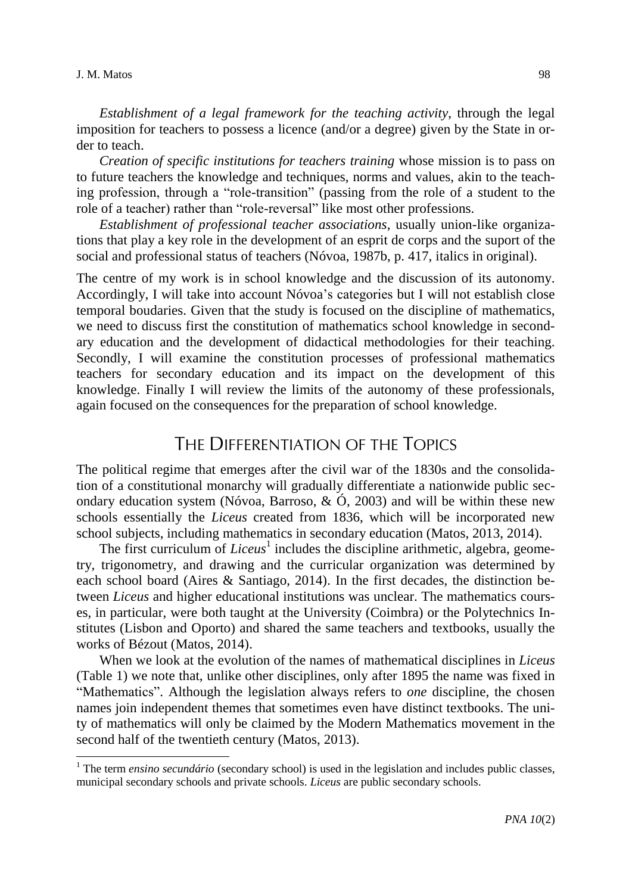*Establishment of a legal framework for the teaching activity*, through the legal imposition for teachers to possess a licence (and/or a degree) given by the State in order to teach.

*Creation of specific institutions for teachers training* whose mission is to pass on to future teachers the knowledge and techniques, norms and values, akin to the teaching profession, through a "role-transition" (passing from the role of a student to the role of a teacher) rather than "role-reversal" like most other professions.

*Establishment of professional teacher associations*, usually union-like organizations that play a key role in the development of an esprit de corps and the suport of the social and professional status of teachers (Nóvoa, 1987b, p. 417, italics in original).

The centre of my work is in school knowledge and the discussion of its autonomy. Accordingly, I will take into account Nóvoa's categories but I will not establish close temporal boudaries. Given that the study is focused on the discipline of mathematics, we need to discuss first the constitution of mathematics school knowledge in secondary education and the development of didactical methodologies for their teaching. Secondly, I will examine the constitution processes of professional mathematics teachers for secondary education and its impact on the development of this knowledge. Finally I will review the limits of the autonomy of these professionals, again focused on the consequences for the preparation of school knowledge.

## The Differentiation of the Topics

The political regime that emerges after the civil war of the 1830s and the consolidation of a constitutional monarchy will gradually differentiate a nationwide public secondary education system (Nóvoa, Barroso, & Ó, 2003) and will be within these new schools essentially the *Liceus* created from 1836, which will be incorporated new school subjects, including mathematics in secondary education (Matos, 2013, 2014).

The first curriculum of *Liceus*[1] includes the discipline arithmetic, algebra, geometry, trigonometry, and drawing and the curricular organization was determined by each school board (Aires & Santiago, 2014). In the first decades, the distinction between *Liceus* and higher educational institutions was unclear. The mathematics courses, in particular, were both taught at the University (Coimbra) or the Polytechnics Institutes (Lisbon and Oporto) and shared the same teachers and textbooks, usually the works of Bézout (Matos, 2014).

When we look at the evolution of the names of mathematical disciplines in *Liceus* (Table 1) we note that, unlike other disciplines, only after 1895 the name was fixed in "Mathematics". Although the legislation always refers to *one* discipline, the chosen names join independent themes that sometimes even have distinct textbooks. The unity of mathematics will only be claimed by the Modern Mathematics movement in the second half of the twentieth century (Matos, 2013).

[1] The term *ensino secundário* (secondary school) is used in the legislation and includes public classes, municipal secondary schools and private schools. *Liceus* are public secondary schools.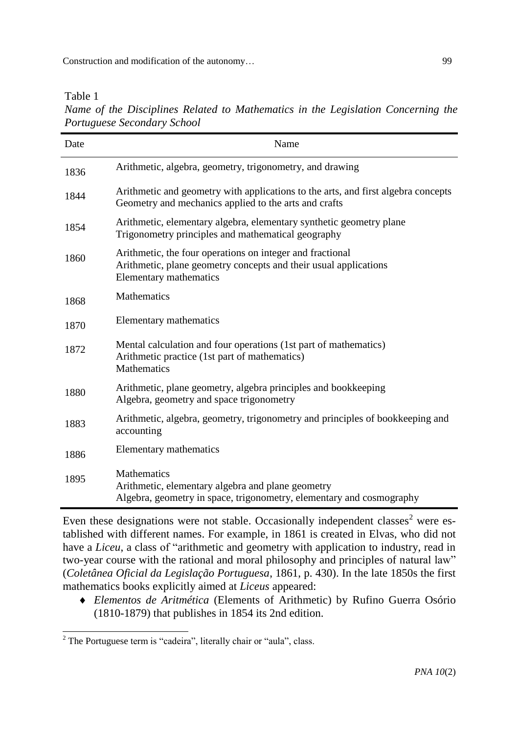Table 1

*Name of the Disciplines Related to Mathematics in the Legislation Concerning the Portuguese Secondary School*

| Date | Name |
|---|---|
| 1836 | Arithmetic, algebra, geometry, trigonometry, and drawing |
| 1844 | Arithmetic and geometry with applications to the arts, and first algebra concepts<br>Geometry and mechanics applied to the arts and crafts |
| 1854 | Arithmetic, elementary algebra, elementary synthetic geometry plane<br>Trigonometry principles and mathematical geography |
| 1860 | Arithmetic, the four operations on integer and fractional<br>Arithmetic, plane geometry concepts and their usual applications<br>Elementary mathematics |
| 1868 | Mathematics |
| 1870 | Elementary mathematics |
| 1872 | Mental calculation and four operations (1st part of mathematics)<br>Arithmetic practice (1st part of mathematics)<br>Mathematics |
| 1880 | Arithmetic, plane geometry, algebra principles and bookkeeping<br>Algebra, geometry and space trigonometry |
| 1883 | Arithmetic, algebra, geometry, trigonometry and principles of bookkeeping and accounting |
| 1886 | Elementary mathematics |
| 1895 | Mathematics<br>Arithmetic, elementary algebra and plane geometry<br>Algebra, geometry in space, trigonometry, elementary and cosmography |

Even these designations were not stable. Occasionally independent classes[2] were established with different names. For example, in 1861 is created in Elvas, who did not have a *Liceu*, a class of "arithmetic and geometry with application to industry, read in two-year course with the rational and moral philosophy and principles of natural law" (*Coletânea Oficial da Legislação Portuguesa*, 1861, p. 430). In the late 1850s the first mathematics books explicitly aimed at *Liceus* appeared:

- *Elementos de Aritmética* (Elements of Arithmetic) by Rufino Guerra Osório (1810-1879) that publishes in 1854 its 2nd edition.

[2] The Portuguese term is "cadeira", literally chair or "aula", class.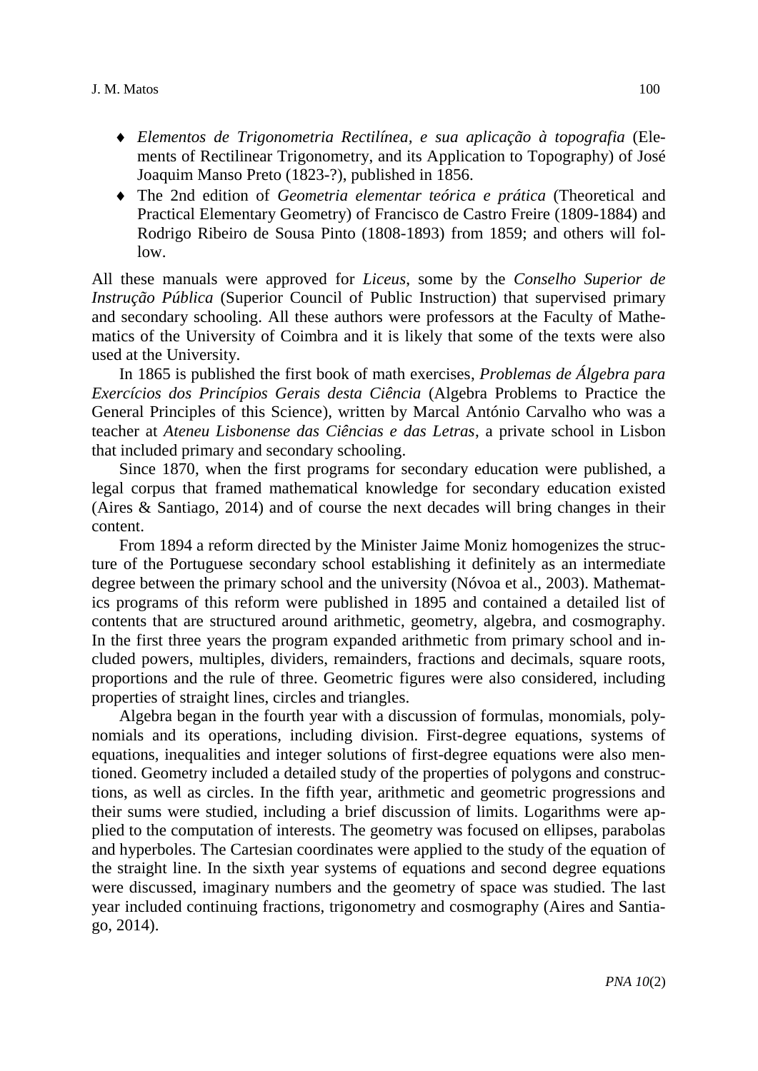- *Elementos de Trigonometria Rectilínea, e sua aplicação à topografia* (Elements of Rectilinear Trigonometry, and its Application to Topography) of José Joaquim Manso Preto (1823-?), published in 1856.
- The 2nd edition of *Geometria elementar teórica e prática* (Theoretical and Practical Elementary Geometry) of Francisco de Castro Freire (1809-1884) and Rodrigo Ribeiro de Sousa Pinto (1808-1893) from 1859; and others will follow.

All these manuals were approved for *Liceus*, some by the *Conselho Superior de Instrução Pública* (Superior Council of Public Instruction) that supervised primary and secondary schooling. All these authors were professors at the Faculty of Mathematics of the University of Coimbra and it is likely that some of the texts were also used at the University.

In 1865 is published the first book of math exercises, *Problemas de Álgebra para Exercícios dos Princípios Gerais desta Ciência* (Algebra Problems to Practice the General Principles of this Science), written by Marcal António Carvalho who was a teacher at *Ateneu Lisbonense das Ciências e das Letras*, a private school in Lisbon that included primary and secondary schooling.

Since 1870, when the first programs for secondary education were published, a legal corpus that framed mathematical knowledge for secondary education existed (Aires & Santiago, 2014) and of course the next decades will bring changes in their content.

From 1894 a reform directed by the Minister Jaime Moniz homogenizes the structure of the Portuguese secondary school establishing it definitely as an intermediate degree between the primary school and the university (Nóvoa et al., 2003). Mathematics programs of this reform were published in 1895 and contained a detailed list of contents that are structured around arithmetic, geometry, algebra, and cosmography. In the first three years the program expanded arithmetic from primary school and included powers, multiples, dividers, remainders, fractions and decimals, square roots, proportions and the rule of three. Geometric figures were also considered, including properties of straight lines, circles and triangles.

Algebra began in the fourth year with a discussion of formulas, monomials, polynomials and its operations, including division. First-degree equations, systems of equations, inequalities and integer solutions of first-degree equations were also mentioned. Geometry included a detailed study of the properties of polygons and constructions, as well as circles. In the fifth year, arithmetic and geometric progressions and their sums were studied, including a brief discussion of limits. Logarithms were applied to the computation of interests. The geometry was focused on ellipses, parabolas and hyperboles. The Cartesian coordinates were applied to the study of the equation of the straight line. In the sixth year systems of equations and second degree equations were discussed, imaginary numbers and the geometry of space was studied. The last year included continuing fractions, trigonometry and cosmography (Aires and Santiago, 2014).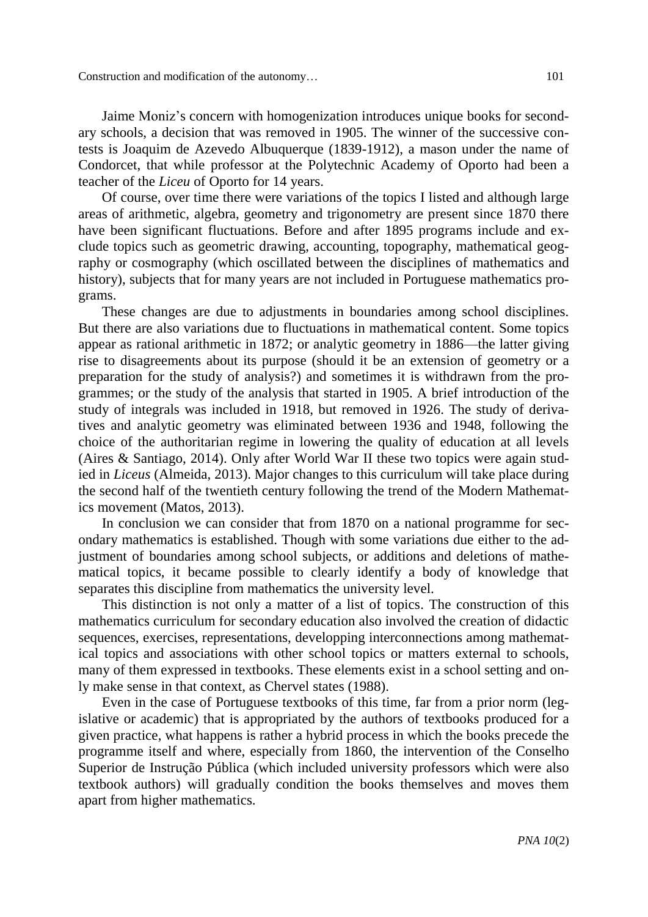Jaime Moniz's concern with homogenization introduces unique books for secondary schools, a decision that was removed in 1905. The winner of the successive contests is Joaquim de Azevedo Albuquerque (1839-1912), a mason under the name of Condorcet, that while professor at the Polytechnic Academy of Oporto had been a teacher of the *Liceu* of Oporto for 14 years.

Of course, over time there were variations of the topics I listed and although large areas of arithmetic, algebra, geometry and trigonometry are present since 1870 there have been significant fluctuations. Before and after 1895 programs include and exclude topics such as geometric drawing, accounting, topography, mathematical geography or cosmography (which oscillated between the disciplines of mathematics and history), subjects that for many years are not included in Portuguese mathematics programs.

These changes are due to adjustments in boundaries among school disciplines. But there are also variations due to fluctuations in mathematical content. Some topics appear as rational arithmetic in 1872; or analytic geometry in 1886—the latter giving rise to disagreements about its purpose (should it be an extension of geometry or a preparation for the study of analysis?) and sometimes it is withdrawn from the programmes; or the study of the analysis that started in 1905. A brief introduction of the study of integrals was included in 1918, but removed in 1926. The study of derivatives and analytic geometry was eliminated between 1936 and 1948, following the choice of the authoritarian regime in lowering the quality of education at all levels (Aires & Santiago, 2014). Only after World War II these two topics were again studied in *Liceus* (Almeida, 2013). Major changes to this curriculum will take place during the second half of the twentieth century following the trend of the Modern Mathematics movement (Matos, 2013).

In conclusion we can consider that from 1870 on a national programme for secondary mathematics is established. Though with some variations due either to the adjustment of boundaries among school subjects, or additions and deletions of mathematical topics, it became possible to clearly identify a body of knowledge that separates this discipline from mathematics the university level.

This distinction is not only a matter of a list of topics. The construction of this mathematics curriculum for secondary education also involved the creation of didactic sequences, exercises, representations, developping interconnections among mathematical topics and associations with other school topics or matters external to schools, many of them expressed in textbooks. These elements exist in a school setting and only make sense in that context, as Chervel states (1988).

Even in the case of Portuguese textbooks of this time, far from a prior norm (legislative or academic) that is appropriated by the authors of textbooks produced for a given practice, what happens is rather a hybrid process in which the books precede the programme itself and where, especially from 1860, the intervention of the Conselho Superior de Instrução Pública (which included university professors which were also textbook authors) will gradually condition the books themselves and moves them apart from higher mathematics.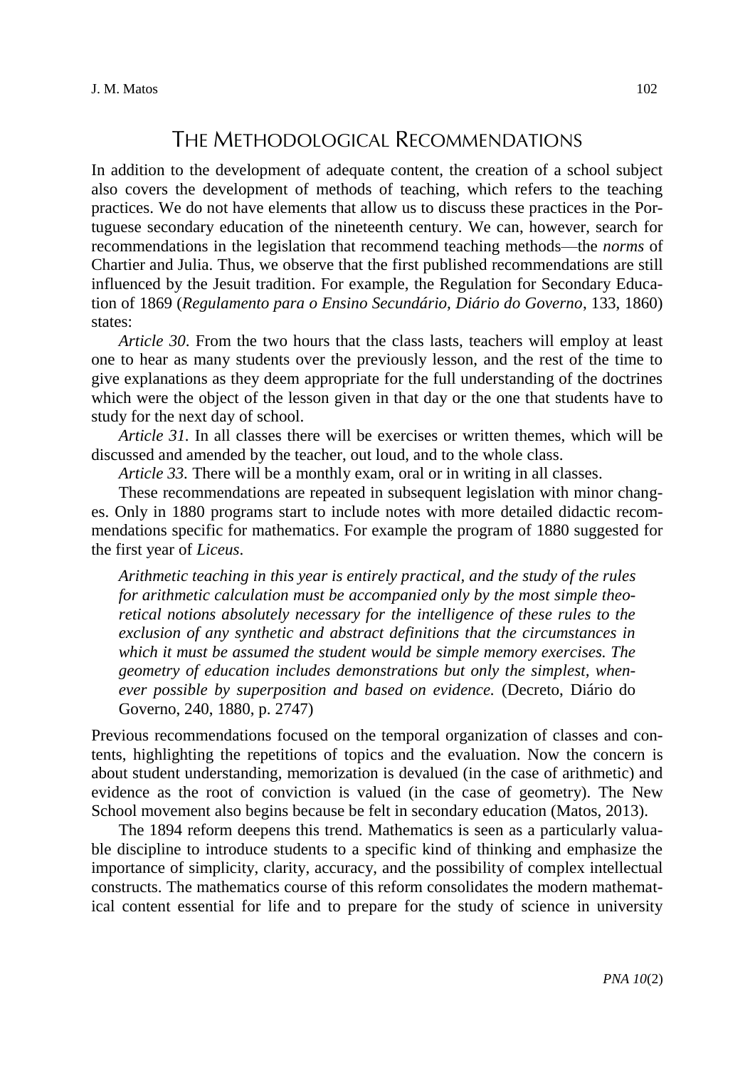## The Methodological Recommendations

In addition to the development of adequate content, the creation of a school subject also covers the development of methods of teaching, which refers to the teaching practices. We do not have elements that allow us to discuss these practices in the Portuguese secondary education of the nineteenth century. We can, however, search for recommendations in the legislation that recommend teaching methods—the *norms* of Chartier and Julia. Thus, we observe that the first published recommendations are still influenced by the Jesuit tradition. For example, the Regulation for Secondary Education of 1869 (*Regulamento para o Ensino Secundário, Diário do Governo*, 133, 1860) states:

*Article 30*. From the two hours that the class lasts, teachers will employ at least one to hear as many students over the previously lesson, and the rest of the time to give explanations as they deem appropriate for the full understanding of the doctrines which were the object of the lesson given in that day or the one that students have to study for the next day of school.

*Article 31.* In all classes there will be exercises or written themes, which will be discussed and amended by the teacher, out loud, and to the whole class.

*Article 33.* There will be a monthly exam, oral or in writing in all classes.

These recommendations are repeated in subsequent legislation with minor changes. Only in 1880 programs start to include notes with more detailed didactic recommendations specific for mathematics. For example the program of 1880 suggested for the first year of *Liceus*.

> *Arithmetic teaching in this year is entirely practical, and the study of the rules for arithmetic calculation must be accompanied only by the most simple theoretical notions absolutely necessary for the intelligence of these rules to the exclusion of any synthetic and abstract definitions that the circumstances in which it must be assumed the student would be simple memory exercises. The geometry of education includes demonstrations but only the simplest, whenever possible by superposition and based on evidence.* (Decreto, Diário do Governo, 240, 1880, p. 2747)

Previous recommendations focused on the temporal organization of classes and contents, highlighting the repetitions of topics and the evaluation. Now the concern is about student understanding, memorization is devalued (in the case of arithmetic) and evidence as the root of conviction is valued (in the case of geometry). The New School movement also begins because be felt in secondary education (Matos, 2013).

The 1894 reform deepens this trend. Mathematics is seen as a particularly valuable discipline to introduce students to a specific kind of thinking and emphasize the importance of simplicity, clarity, accuracy, and the possibility of complex intellectual constructs. The mathematics course of this reform consolidates the modern mathematical content essential for life and to prepare for the study of science in university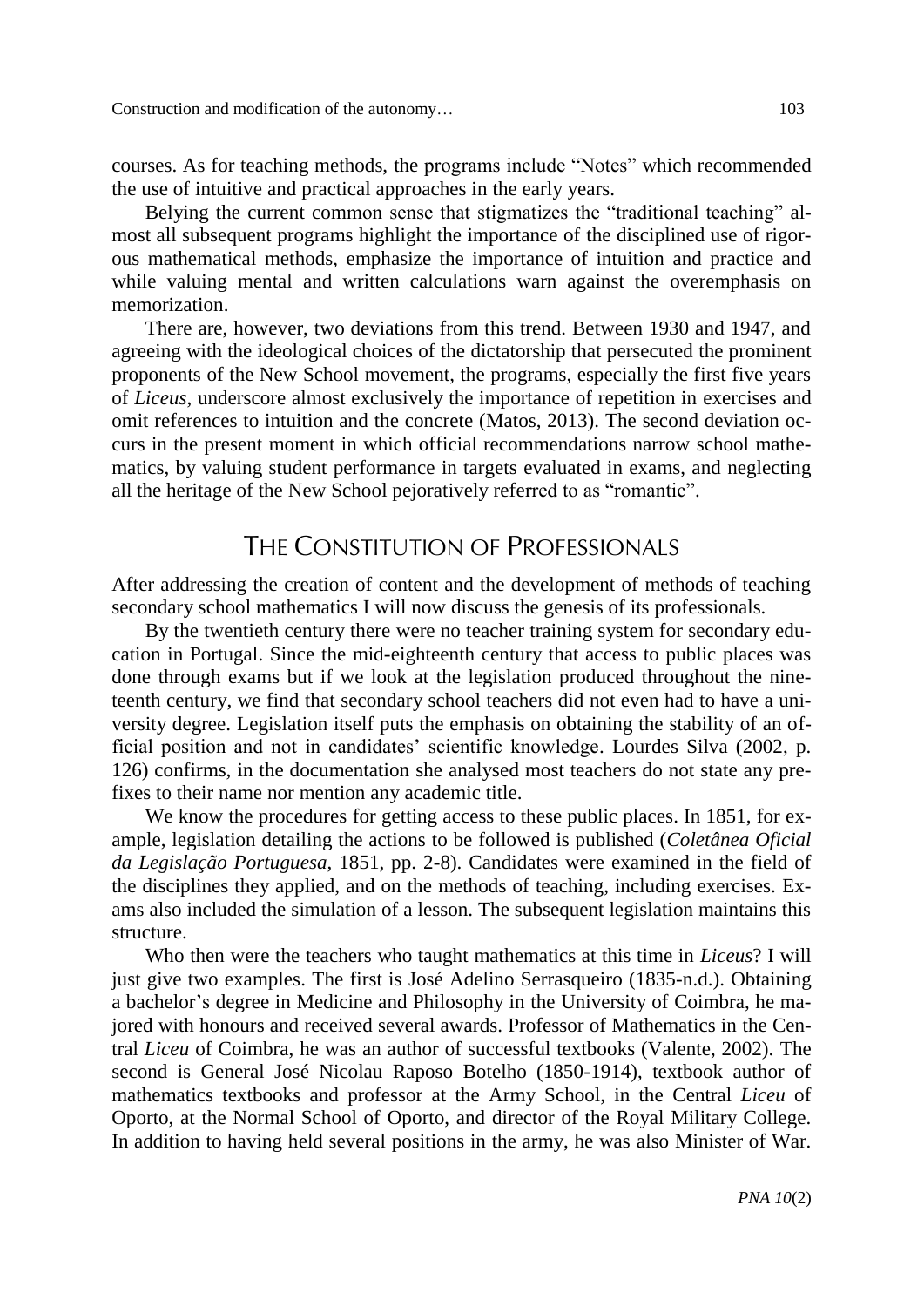courses. As for teaching methods, the programs include "Notes" which recommended the use of intuitive and practical approaches in the early years.

Belying the current common sense that stigmatizes the "traditional teaching" almost all subsequent programs highlight the importance of the disciplined use of rigorous mathematical methods, emphasize the importance of intuition and practice and while valuing mental and written calculations warn against the overemphasis on memorization.

There are, however, two deviations from this trend. Between 1930 and 1947, and agreeing with the ideological choices of the dictatorship that persecuted the prominent proponents of the New School movement, the programs, especially the first five years of *Liceus*, underscore almost exclusively the importance of repetition in exercises and omit references to intuition and the concrete (Matos, 2013). The second deviation occurs in the present moment in which official recommendations narrow school mathematics, by valuing student performance in targets evaluated in exams, and neglecting all the heritage of the New School pejoratively referred to as "romantic".

## The Constitution of Professionals

After addressing the creation of content and the development of methods of teaching secondary school mathematics I will now discuss the genesis of its professionals.

By the twentieth century there were no teacher training system for secondary education in Portugal. Since the mid-eighteenth century that access to public places was done through exams but if we look at the legislation produced throughout the nineteenth century, we find that secondary school teachers did not even had to have a university degree. Legislation itself puts the emphasis on obtaining the stability of an official position and not in candidates' scientific knowledge. Lourdes Silva (2002, p. 126) confirms, in the documentation she analysed most teachers do not state any prefixes to their name nor mention any academic title.

We know the procedures for getting access to these public places. In 1851, for example, legislation detailing the actions to be followed is published (*Coletânea Oficial da Legislação Portuguesa*, 1851, pp. 2-8). Candidates were examined in the field of the disciplines they applied, and on the methods of teaching, including exercises. Exams also included the simulation of a lesson. The subsequent legislation maintains this structure.

Who then were the teachers who taught mathematics at this time in *Liceus*? I will just give two examples. The first is José Adelino Serrasqueiro (1835-n.d.). Obtaining a bachelor's degree in Medicine and Philosophy in the University of Coimbra, he majored with honours and received several awards. Professor of Mathematics in the Central *Liceu* of Coimbra, he was an author of successful textbooks (Valente, 2002). The second is General José Nicolau Raposo Botelho (1850-1914), textbook author of mathematics textbooks and professor at the Army School, in the Central *Liceu* of Oporto, at the Normal School of Oporto, and director of the Royal Military College. In addition to having held several positions in the army, he was also Minister of War.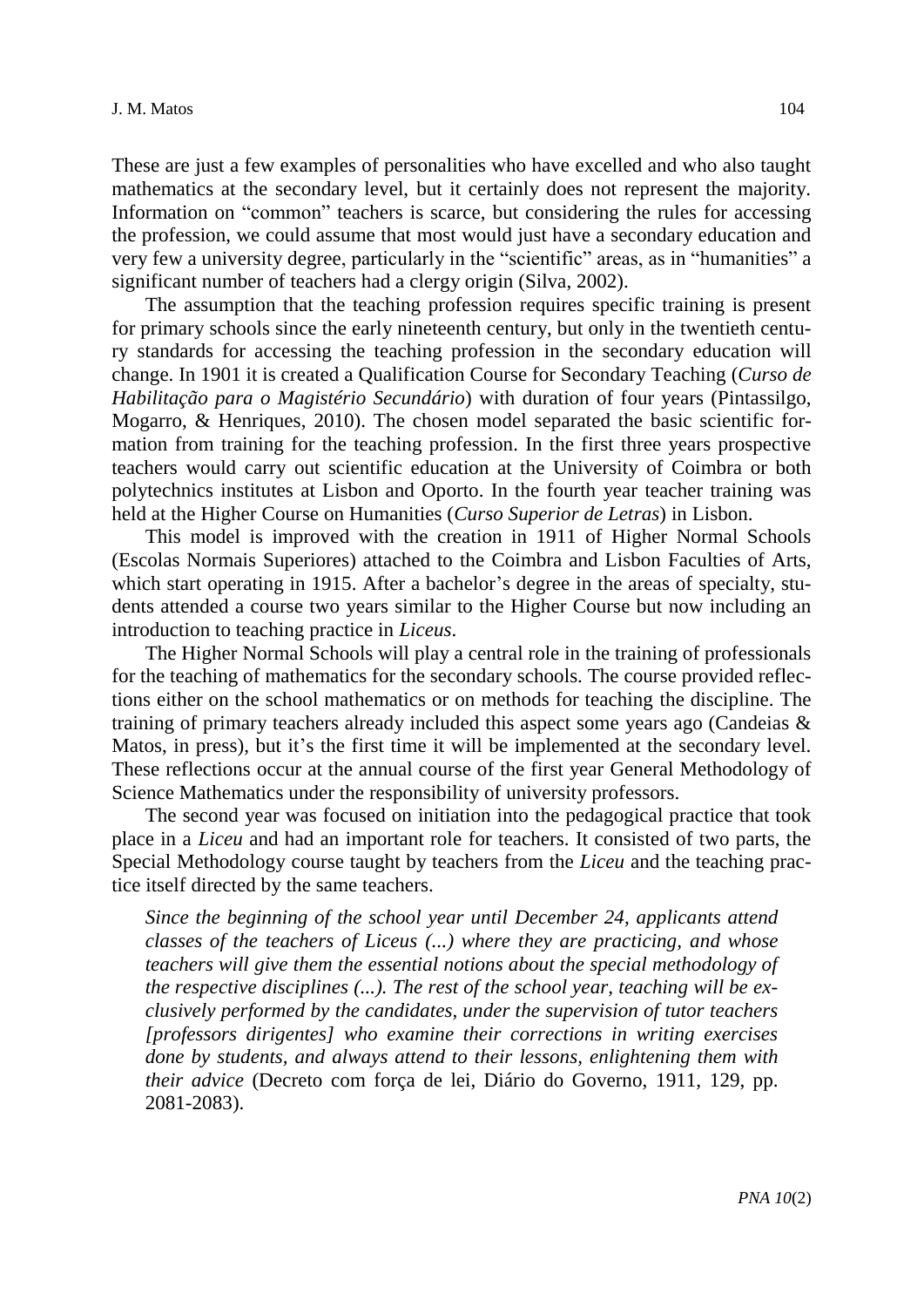These are just a few examples of personalities who have excelled and who also taught mathematics at the secondary level, but it certainly does not represent the majority. Information on "common" teachers is scarce, but considering the rules for accessing the profession, we could assume that most would just have a secondary education and very few a university degree, particularly in the "scientific" areas, as in "humanities" a significant number of teachers had a clergy origin (Silva, 2002).

The assumption that the teaching profession requires specific training is present for primary schools since the early nineteenth century, but only in the twentieth century standards for accessing the teaching profession in the secondary education will change. In 1901 it is created a Qualification Course for Secondary Teaching (*Curso de Habilitação para o Magistério Secundário*) with duration of four years (Pintassilgo, Mogarro, & Henriques, 2010). The chosen model separated the basic scientific formation from training for the teaching profession. In the first three years prospective teachers would carry out scientific education at the University of Coimbra or both polytechnics institutes at Lisbon and Oporto. In the fourth year teacher training was held at the Higher Course on Humanities (*Curso Superior de Letras*) in Lisbon.

This model is improved with the creation in 1911 of Higher Normal Schools (Escolas Normais Superiores) attached to the Coimbra and Lisbon Faculties of Arts, which start operating in 1915. After a bachelor's degree in the areas of specialty, students attended a course two years similar to the Higher Course but now including an introduction to teaching practice in *Liceus*.

The Higher Normal Schools will play a central role in the training of professionals for the teaching of mathematics for the secondary schools. The course provided reflections either on the school mathematics or on methods for teaching the discipline. The training of primary teachers already included this aspect some years ago (Candeias & Matos, in press), but it's the first time it will be implemented at the secondary level. These reflections occur at the annual course of the first year General Methodology of Science Mathematics under the responsibility of university professors.

The second year was focused on initiation into the pedagogical practice that took place in a *Liceu* and had an important role for teachers. It consisted of two parts, the Special Methodology course taught by teachers from the *Liceu* and the teaching practice itself directed by the same teachers.

> *Since the beginning of the school year until December 24, applicants attend classes of the teachers of Liceus (...) where they are practicing, and whose teachers will give them the essential notions about the special methodology of the respective disciplines (...). The rest of the school year, teaching will be exclusively performed by the candidates, under the supervision of tutor teachers [professors dirigentes] who examine their corrections in writing exercises done by students, and always attend to their lessons, enlightening them with their advice* (Decreto com força de lei, Diário do Governo, 1911, 129, pp. 2081-2083).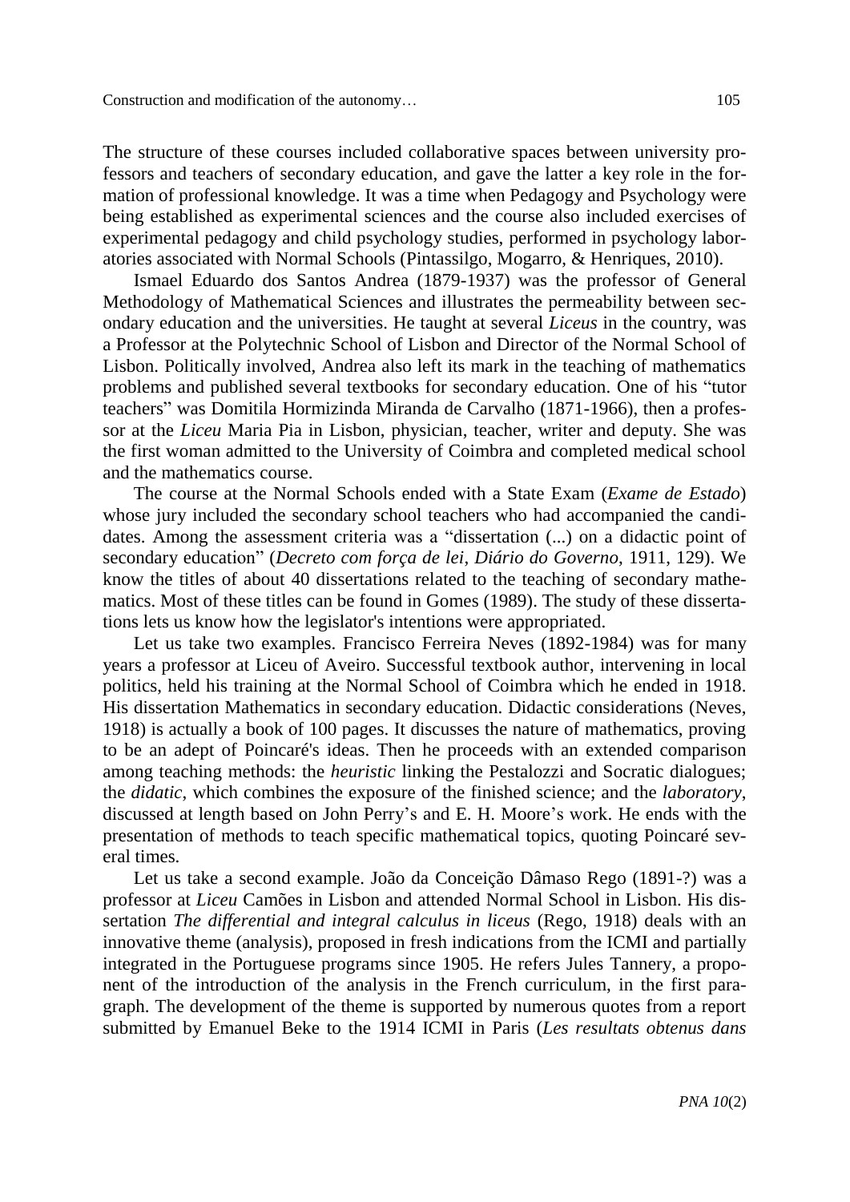The structure of these courses included collaborative spaces between university professors and teachers of secondary education, and gave the latter a key role in the formation of professional knowledge. It was a time when Pedagogy and Psychology were being established as experimental sciences and the course also included exercises of experimental pedagogy and child psychology studies, performed in psychology laboratories associated with Normal Schools (Pintassilgo, Mogarro, & Henriques, 2010).

Ismael Eduardo dos Santos Andrea (1879-1937) was the professor of General Methodology of Mathematical Sciences and illustrates the permeability between secondary education and the universities. He taught at several *Liceus* in the country, was a Professor at the Polytechnic School of Lisbon and Director of the Normal School of Lisbon. Politically involved, Andrea also left its mark in the teaching of mathematics problems and published several textbooks for secondary education. One of his "tutor teachers" was Domitila Hormizinda Miranda de Carvalho (1871-1966), then a professor at the *Liceu* Maria Pia in Lisbon, physician, teacher, writer and deputy. She was the first woman admitted to the University of Coimbra and completed medical school and the mathematics course.

The course at the Normal Schools ended with a State Exam (*Exame de Estado*) whose jury included the secondary school teachers who had accompanied the candidates. Among the assessment criteria was a "dissertation (...) on a didactic point of secondary education" (*Decreto com força de lei*, *Diário do Governo*, 1911, 129). We know the titles of about 40 dissertations related to the teaching of secondary mathematics. Most of these titles can be found in Gomes (1989). The study of these dissertations lets us know how the legislator's intentions were appropriated.

Let us take two examples. Francisco Ferreira Neves (1892-1984) was for many years a professor at Liceu of Aveiro. Successful textbook author, intervening in local politics, held his training at the Normal School of Coimbra which he ended in 1918. His dissertation Mathematics in secondary education. Didactic considerations (Neves, 1918) is actually a book of 100 pages. It discusses the nature of mathematics, proving to be an adept of Poincaré's ideas. Then he proceeds with an extended comparison among teaching methods: the *heuristic* linking the Pestalozzi and Socratic dialogues; the *didatic*, which combines the exposure of the finished science; and the *laboratory*, discussed at length based on John Perry's and E. H. Moore's work. He ends with the presentation of methods to teach specific mathematical topics, quoting Poincaré several times.

Let us take a second example. João da Conceição Dâmaso Rego (1891-?) was a professor at *Liceu* Camões in Lisbon and attended Normal School in Lisbon. His dissertation *The differential and integral calculus in liceus* (Rego, 1918) deals with an innovative theme (analysis), proposed in fresh indications from the ICMI and partially integrated in the Portuguese programs since 1905. He refers Jules Tannery, a proponent of the introduction of the analysis in the French curriculum, in the first paragraph. The development of the theme is supported by numerous quotes from a report submitted by Emanuel Beke to the 1914 ICMI in Paris (*Les resultats obtenus dans*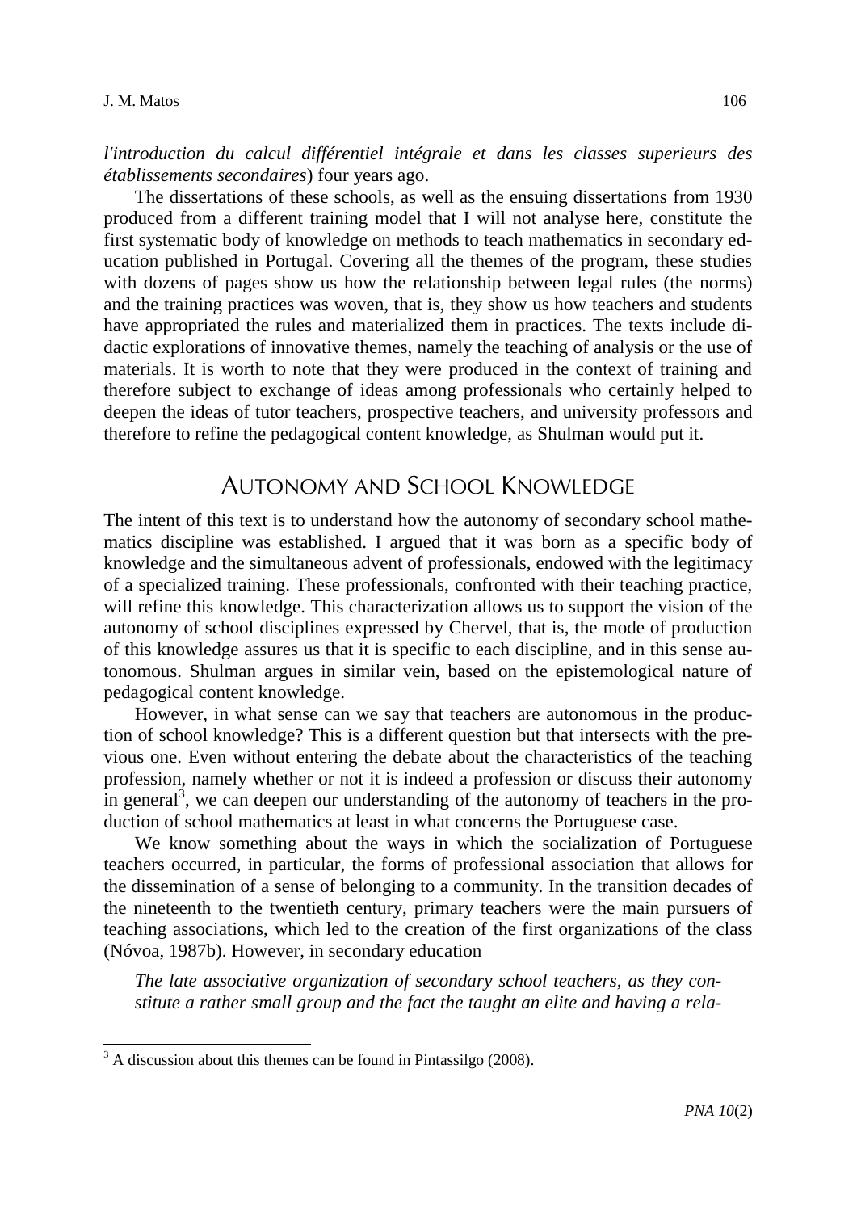*l'introduction du calcul différentiel intégrale et dans les classes superieurs des établissements secondaires*) four years ago.

The dissertations of these schools, as well as the ensuing dissertations from 1930 produced from a different training model that I will not analyse here, constitute the first systematic body of knowledge on methods to teach mathematics in secondary education published in Portugal. Covering all the themes of the program, these studies with dozens of pages show us how the relationship between legal rules (the norms) and the training practices was woven, that is, they show us how teachers and students have appropriated the rules and materialized them in practices. The texts include didactic explorations of innovative themes, namely the teaching of analysis or the use of materials. It is worth to note that they were produced in the context of training and therefore subject to exchange of ideas among professionals who certainly helped to deepen the ideas of tutor teachers, prospective teachers, and university professors and therefore to refine the pedagogical content knowledge, as Shulman would put it.

## Autonomy and School Knowledge

The intent of this text is to understand how the autonomy of secondary school mathematics discipline was established. I argued that it was born as a specific body of knowledge and the simultaneous advent of professionals, endowed with the legitimacy of a specialized training. These professionals, confronted with their teaching practice, will refine this knowledge. This characterization allows us to support the vision of the autonomy of school disciplines expressed by Chervel, that is, the mode of production of this knowledge assures us that it is specific to each discipline, and in this sense autonomous. Shulman argues in similar vein, based on the epistemological nature of pedagogical content knowledge.

However, in what sense can we say that teachers are autonomous in the production of school knowledge? This is a different question but that intersects with the previous one. Even without entering the debate about the characteristics of the teaching profession, namely whether or not it is indeed a profession or discuss their autonomy in general[3], we can deepen our understanding of the autonomy of teachers in the production of school mathematics at least in what concerns the Portuguese case.

We know something about the ways in which the socialization of Portuguese teachers occurred, in particular, the forms of professional association that allows for the dissemination of a sense of belonging to a community. In the transition decades of the nineteenth to the twentieth century, primary teachers were the main pursuers of teaching associations, which led to the creation of the first organizations of the class (Nóvoa, 1987b). However, in secondary education

> *The late associative organization of secondary school teachers, as they constitute a rather small group and the fact the taught an elite and having a rela-*

[3] A discussion about this themes can be found in Pintassilgo (2008).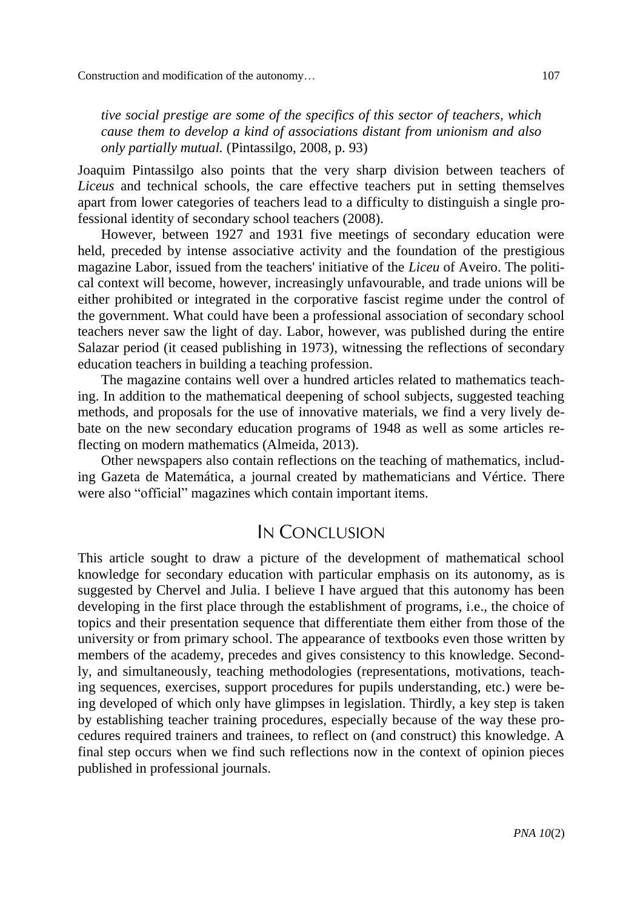*tive social prestige are some of the specifics of this sector of teachers, which cause them to develop a kind of associations distant from unionism and also only partially mutual.* (Pintassilgo, 2008, p. 93)

Joaquim Pintassilgo also points that the very sharp division between teachers of *Liceus* and technical schools, the care effective teachers put in setting themselves apart from lower categories of teachers lead to a difficulty to distinguish a single professional identity of secondary school teachers (2008).

However, between 1927 and 1931 five meetings of secondary education were held, preceded by intense associative activity and the foundation of the prestigious magazine Labor, issued from the teachers' initiative of the *Liceu* of Aveiro. The political context will become, however, increasingly unfavourable, and trade unions will be either prohibited or integrated in the corporative fascist regime under the control of the government. What could have been a professional association of secondary school teachers never saw the light of day. Labor, however, was published during the entire Salazar period (it ceased publishing in 1973), witnessing the reflections of secondary education teachers in building a teaching profession.

The magazine contains well over a hundred articles related to mathematics teaching. In addition to the mathematical deepening of school subjects, suggested teaching methods, and proposals for the use of innovative materials, we find a very lively debate on the new secondary education programs of 1948 as well as some articles reflecting on modern mathematics (Almeida, 2013).

Other newspapers also contain reflections on the teaching of mathematics, including Gazeta de Matemática, a journal created by mathematicians and Vértice. There were also "official" magazines which contain important items.

## In Conclusion

This article sought to draw a picture of the development of mathematical school knowledge for secondary education with particular emphasis on its autonomy, as is suggested by Chervel and Julia. I believe I have argued that this autonomy has been developing in the first place through the establishment of programs, i.e., the choice of topics and their presentation sequence that differentiate them either from those of the university or from primary school. The appearance of textbooks even those written by members of the academy, precedes and gives consistency to this knowledge. Secondly, and simultaneously, teaching methodologies (representations, motivations, teaching sequences, exercises, support procedures for pupils understanding, etc.) were being developed of which only have glimpses in legislation. Thirdly, a key step is taken by establishing teacher training procedures, especially because of the way these procedures required trainers and trainees, to reflect on (and construct) this knowledge. A final step occurs when we find such reflections now in the context of opinion pieces published in professional journals.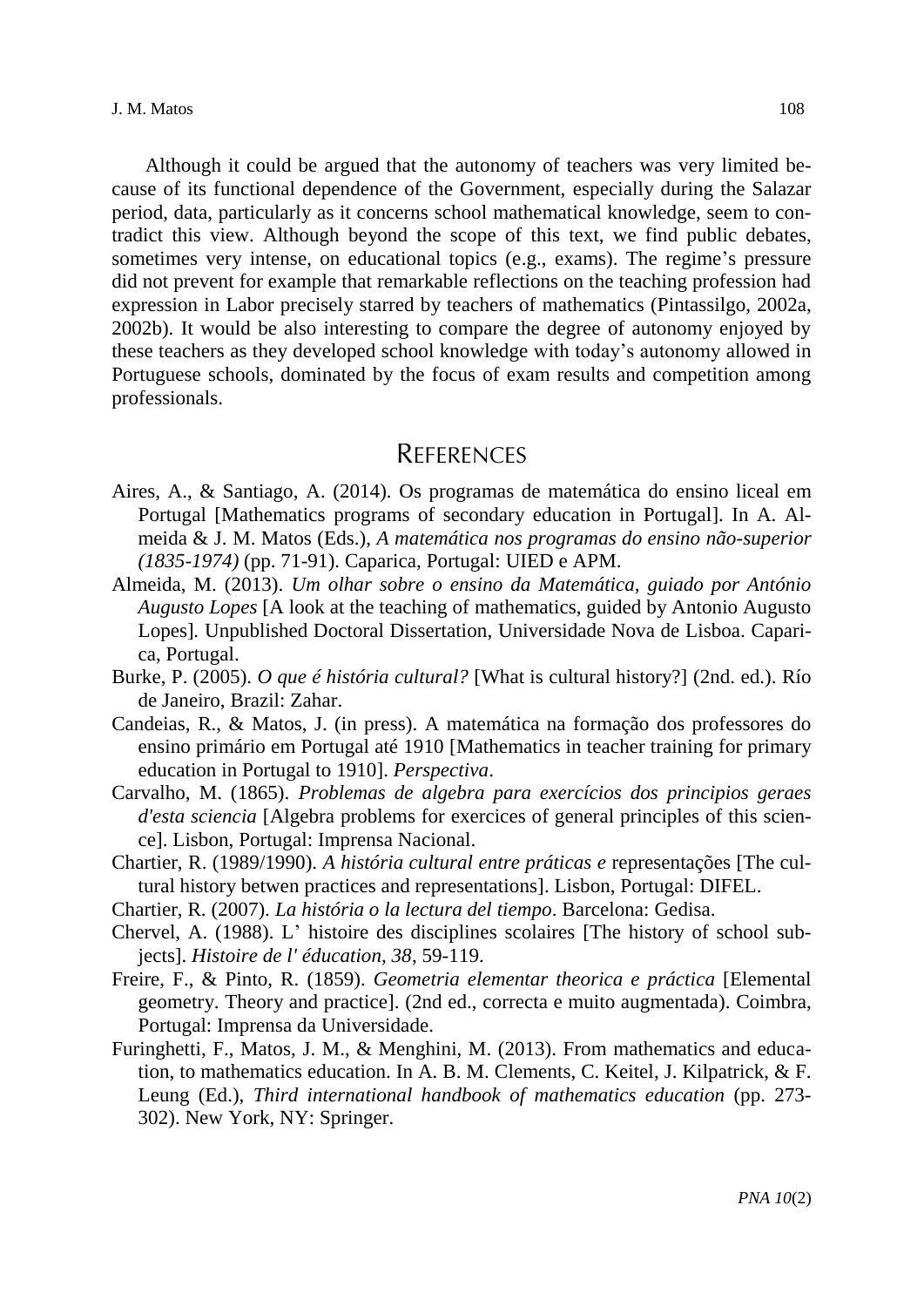Although it could be argued that the autonomy of teachers was very limited because of its functional dependence of the Government, especially during the Salazar period, data, particularly as it concerns school mathematical knowledge, seem to contradict this view. Although beyond the scope of this text, we find public debates, sometimes very intense, on educational topics (e.g., exams). The regime's pressure did not prevent for example that remarkable reflections on the teaching profession had expression in Labor precisely starred by teachers of mathematics (Pintassilgo, 2002a, 2002b). It would be also interesting to compare the degree of autonomy enjoyed by these teachers as they developed school knowledge with today's autonomy allowed in Portuguese schools, dominated by the focus of exam results and competition among professionals.

## References

Aires, A., & Santiago, A. (2014). Os programas de matemática do ensino liceal em Portugal [Mathematics programs of secondary education in Portugal]. In A. Almeida & J. M. Matos (Eds.), *A matemática nos programas do ensino não-superior (1835-1974)* (pp. 71-91). Caparica, Portugal: UIED e APM.

Almeida, M. (2013). *Um olhar sobre o ensino da Matemática, guiado por António Augusto Lopes* [A look at the teaching of mathematics, guided by Antonio Augusto Lopes]. Unpublished Doctoral Dissertation, Universidade Nova de Lisboa. Caparica, Portugal.

Burke, P. (2005). *O que é história cultural?* [What is cultural history?] (2nd. ed.). Río de Janeiro, Brazil: Zahar.

Candeias, R., & Matos, J. (in press). A matemática na formação dos professores do ensino primário em Portugal até 1910 [Mathematics in teacher training for primary education in Portugal to 1910]. *Perspectiva*.

Carvalho, M. (1865). *Problemas de algebra para exercícios dos principios geraes d'esta sciencia* [Algebra problems for exercices of general principles of this science]. Lisbon, Portugal: Imprensa Nacional.

Chartier, R. (1989/1990). *A história cultural entre práticas e* representações [The cultural history betwen practices and representations]. Lisbon, Portugal: DIFEL.

Chartier, R. (2007). *La história o la lectura del tiempo*. Barcelona: Gedisa.

Chervel, A. (1988). L' histoire des disciplines scolaires [The history of school subjects]. *Histoire de l' éducation, 38*, 59-119.

Freire, F., & Pinto, R. (1859). *Geometria elementar theorica e práctica* [Elemental geometry. Theory and practice]. (2nd ed., correcta e muito augmentada). Coimbra, Portugal: Imprensa da Universidade.

Furinghetti, F., Matos, J. M., & Menghini, M. (2013). From mathematics and education, to mathematics education. In A. B. M. Clements, C. Keitel, J. Kilpatrick, & F. Leung (Ed.), *Third international handbook of mathematics education* (pp. 273-302). New York, NY: Springer.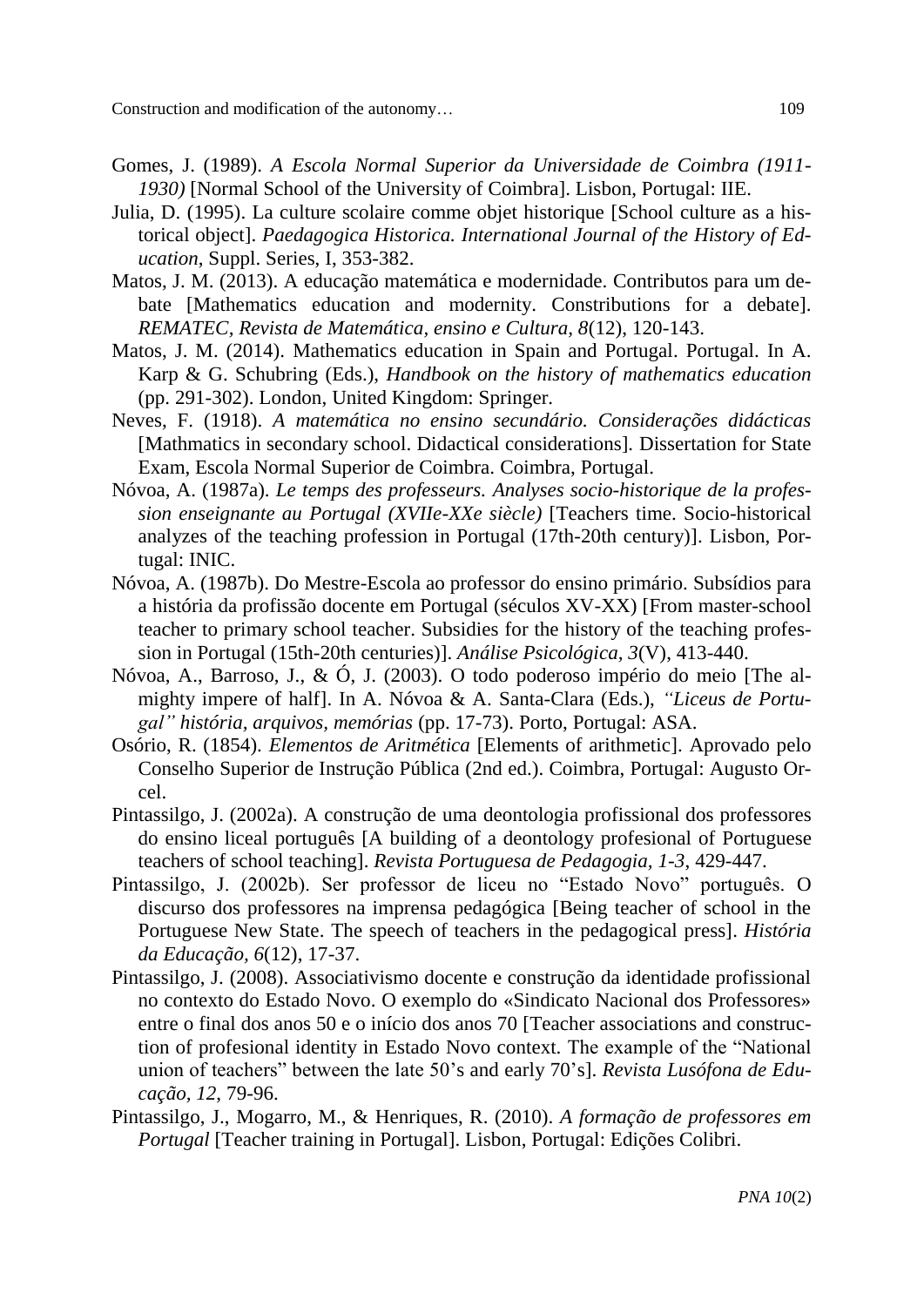Gomes, J. (1989). *A Escola Normal Superior da Universidade de Coimbra (1911-1930)* [Normal School of the University of Coimbra]. Lisbon, Portugal: IIE.

Julia, D. (1995). La culture scolaire comme objet historique [School culture as a historical object]. *Paedagogica Historica. International Journal of the History of Education*, Suppl. Series, I, 353-382.

Matos, J. M. (2013). A educação matemática e modernidade. Contributos para um debate [Mathematics education and modernity. Constributions for a debate]. *REMATEC, Revista de Matemática, ensino e Cultura, 8*(12), 120-143.

Matos, J. M. (2014). Mathematics education in Spain and Portugal. Portugal. In A. Karp & G. Schubring (Eds.), *Handbook on the history of mathematics education* (pp. 291-302). London, United Kingdom: Springer.

Neves, F. (1918). *A matemática no ensino secundário. Considerações didácticas* [Mathmatics in secondary school. Didactical considerations]. Dissertation for State Exam, Escola Normal Superior de Coimbra. Coimbra, Portugal.

Nóvoa, A. (1987a). *Le temps des professeurs. Analyses socio-historique de la profession enseignante au Portugal (XVIIe-XXe siècle)* [Teachers time. Socio-historical analyzes of the teaching profession in Portugal (17th-20th century)]. Lisbon, Portugal: INIC.

Nóvoa, A. (1987b). Do Mestre-Escola ao professor do ensino primário. Subsídios para a história da profissão docente em Portugal (séculos XV-XX) [From master-school teacher to primary school teacher. Subsidies for the history of the teaching profession in Portugal (15th-20th centuries)]. *Análise Psicológica, 3*(V), 413-440.

Nóvoa, A., Barroso, J., & Ó, J. (2003). O todo poderoso império do meio [The almighty impere of half]. In A. Nóvoa & A. Santa-Clara (Eds.), *"Liceus de Portugal" história, arquivos, memórias* (pp. 17-73). Porto, Portugal: ASA.

Osório, R. (1854). *Elementos de Aritmética* [Elements of arithmetic]. Aprovado pelo Conselho Superior de Instrução Pública (2nd ed.). Coimbra, Portugal: Augusto Orcel.

Pintassilgo, J. (2002a). A construção de uma deontologia profissional dos professores do ensino liceal português [A building of a deontology profesional of Portuguese teachers of school teaching]. *Revista Portuguesa de Pedagogia, 1-3*, 429-447.

Pintassilgo, J. (2002b). Ser professor de liceu no "Estado Novo" português. O discurso dos professores na imprensa pedagógica [Being teacher of school in the Portuguese New State. The speech of teachers in the pedagogical press]. *História da Educação, 6*(12), 17-37.

Pintassilgo, J. (2008). Associativismo docente e construção da identidade profissional no contexto do Estado Novo. O exemplo do «Sindicato Nacional dos Professores» entre o final dos anos 50 e o início dos anos 70 [Teacher associations and construction of profesional identity in Estado Novo context. The example of the "National union of teachers" between the late 50's and early 70's]. *Revista Lusófona de Educação, 12*, 79-96.

Pintassilgo, J., Mogarro, M., & Henriques, R. (2010). *A formação de professores em Portugal* [Teacher training in Portugal]. Lisbon, Portugal: Edições Colibri.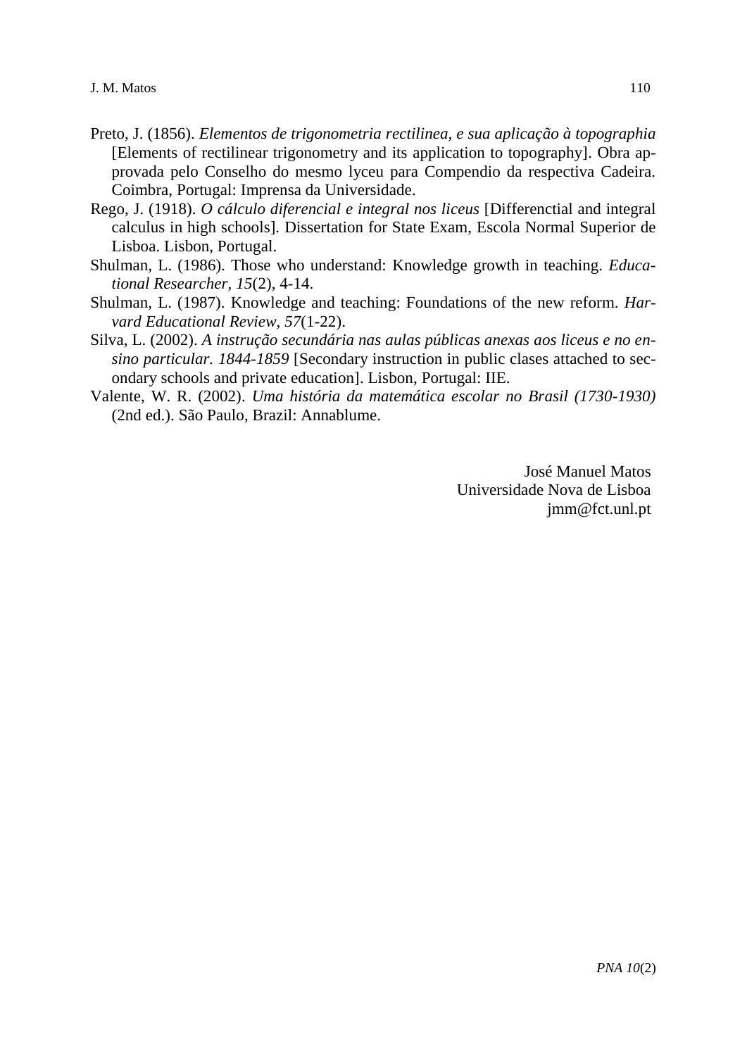Preto, J. (1856). *Elementos de trigonometria rectilinea, e sua aplicação à topographia* [Elements of rectilinear trigonometry and its application to topography]. Obra approvada pelo Conselho do mesmo lyceu para Compendio da respectiva Cadeira. Coimbra, Portugal: Imprensa da Universidade.

Rego, J. (1918). *O cálculo diferencial e integral nos liceus* [Differenctial and integral calculus in high schools]. Dissertation for State Exam, Escola Normal Superior de Lisboa. Lisbon, Portugal.

Shulman, L. (1986). Those who understand: Knowledge growth in teaching. *Educational Researcher, 15*(2), 4-14.

Shulman, L. (1987). Knowledge and teaching: Foundations of the new reform. *Harvard Educational Review, 57*(1-22).

Silva, L. (2002). *A instrução secundária nas aulas públicas anexas aos liceus e no ensino particular. 1844-1859* [Secondary instruction in public clases attached to secondary schools and private education]. Lisbon, Portugal: IIE.

Valente, W. R. (2002). *Uma história da matemática escolar no Brasil (1730-1930)* (2nd ed.). São Paulo, Brazil: Annablume.

José Manuel Matos
Universidade Nova de Lisboa
jmm@fct.unl.pt